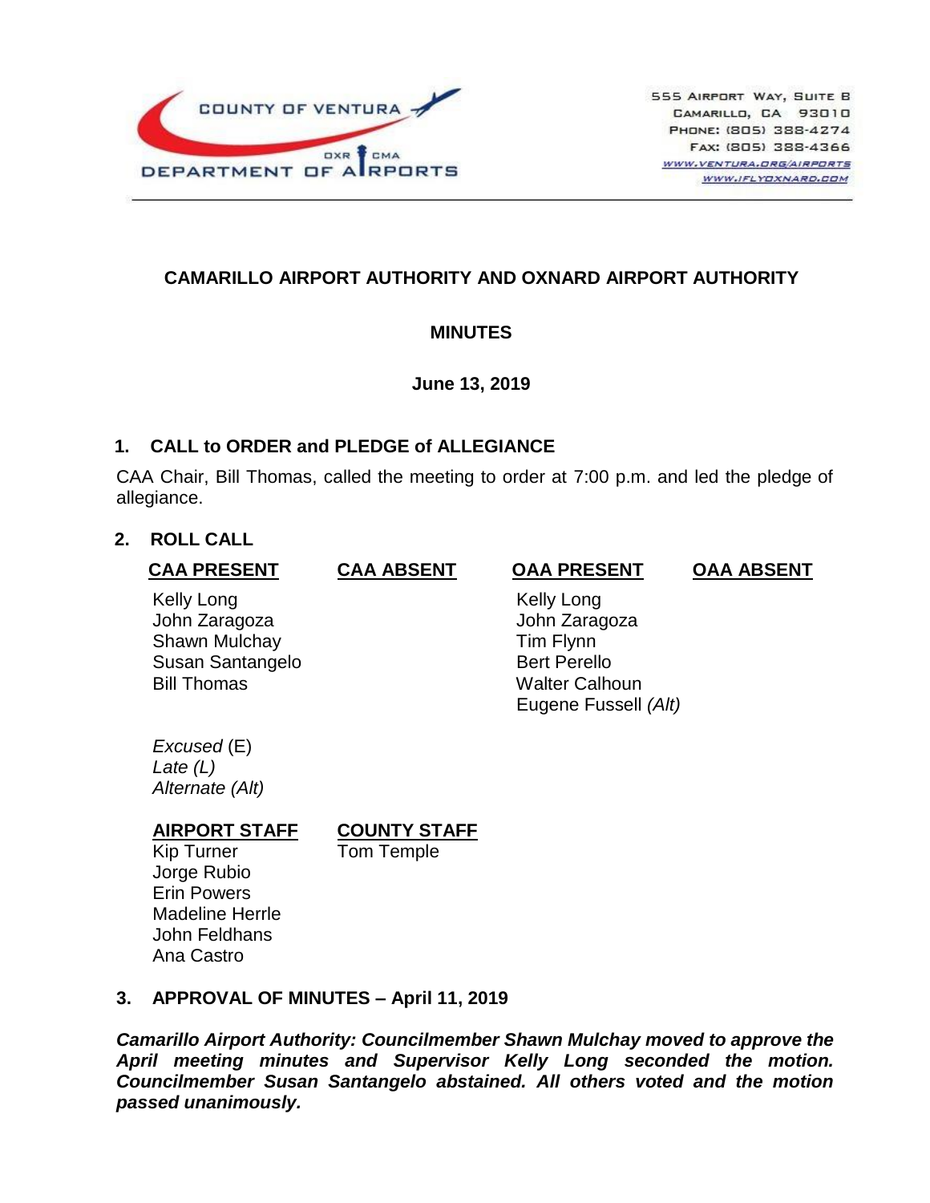COUNTY OF VENTURA
OXR CMA
DEPARTMENT OF AIRPORTS

555 Airport Way, Suite B
Camarillo, CA 93010
Phone: (805) 388-4274
Fax: (805) 388-4366
www.ventura.org/airports
www.iflyoxnard.com

# CAMARILLO AIRPORT AUTHORITY AND OXNARD AIRPORT AUTHORITY

## MINUTES

**June 13, 2019**

## 1. CALL to ORDER and PLEDGE of ALLEGIANCE

CAA Chair, Bill Thomas, called the meeting to order at 7:00 p.m. and led the pledge of allegiance.

## 2. ROLL CALL

| CAA PRESENT | CAA ABSENT | OAA PRESENT | OAA ABSENT |
|---|---|---|---|
| Kelly Long | | Kelly Long | |
| John Zaragoza | | John Zaragoza | |
| Shawn Mulchay | | Tim Flynn | |
| Susan Santangelo | | Bert Perello | |
| Bill Thomas | | Walter Calhoun | |
| | | Eugene Fussell *(Alt)* | |

*Excused* (E)
*Late (L)*
*Alternate (Alt)*

| AIRPORT STAFF | COUNTY STAFF |
|---|---|
| Kip Turner | Tom Temple |
| Jorge Rubio | |
| Erin Powers | |
| Madeline Herrle | |
| John Feldhans | |
| Ana Castro | |

## 3. APPROVAL OF MINUTES – April 11, 2019

***Camarillo Airport Authority: Councilmember Shawn Mulchay moved to approve the April meeting minutes and Supervisor Kelly Long seconded the motion. Councilmember Susan Santangelo abstained. All others voted and the motion passed unanimously.***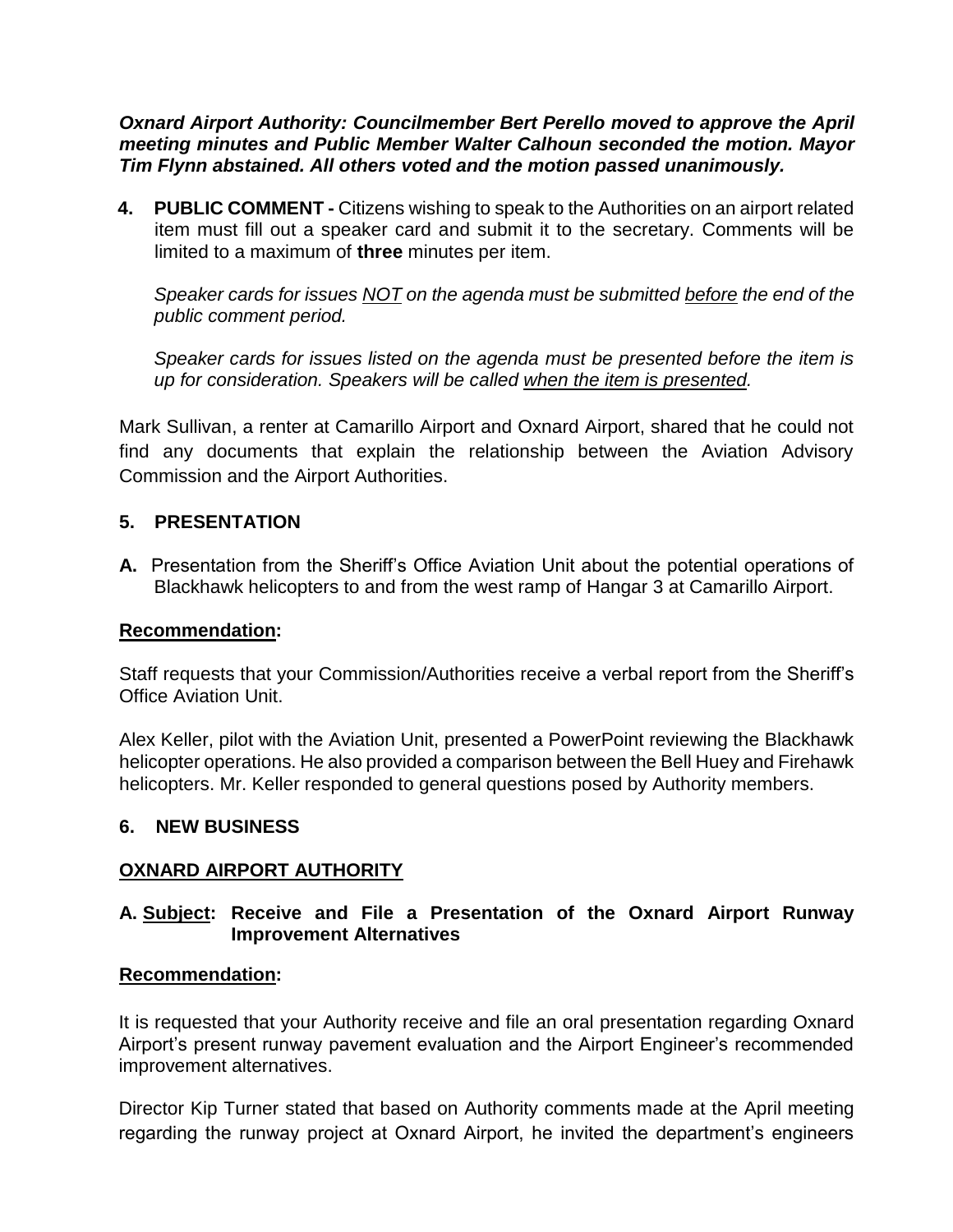***Oxnard Airport Authority: Councilmember Bert Perello moved to approve the April meeting minutes and Public Member Walter Calhoun seconded the motion. Mayor Tim Flynn abstained. All others voted and the motion passed unanimously.***

**4. PUBLIC COMMENT -** Citizens wishing to speak to the Authorities on an airport related item must fill out a speaker card and submit it to the secretary. Comments will be limited to a maximum of **three** minutes per item.

*Speaker cards for issues <u>NOT</u> on the agenda must be submitted <u>before</u> the end of the public comment period.*

*Speaker cards for issues listed on the agenda must be presented before the item is up for consideration. Speakers will be called <u>when the item is presented</u>.*

Mark Sullivan, a renter at Camarillo Airport and Oxnard Airport, shared that he could not find any documents that explain the relationship between the Aviation Advisory Commission and the Airport Authorities.

## 5. PRESENTATION

**A.** Presentation from the Sheriff's Office Aviation Unit about the potential operations of Blackhawk helicopters to and from the west ramp of Hangar 3 at Camarillo Airport.

**<u>Recommendation</u>:**

Staff requests that your Commission/Authorities receive a verbal report from the Sheriff's Office Aviation Unit.

Alex Keller, pilot with the Aviation Unit, presented a PowerPoint reviewing the Blackhawk helicopter operations. He also provided a comparison between the Bell Huey and Firehawk helicopters. Mr. Keller responded to general questions posed by Authority members.

## 6. NEW BUSINESS

**<u>OXNARD AIRPORT AUTHORITY</u>**

**A. <u>Subject</u>: Receive and File a Presentation of the Oxnard Airport Runway Improvement Alternatives**

**<u>Recommendation</u>:**

It is requested that your Authority receive and file an oral presentation regarding Oxnard Airport's present runway pavement evaluation and the Airport Engineer's recommended improvement alternatives.

Director Kip Turner stated that based on Authority comments made at the April meeting regarding the runway project at Oxnard Airport, he invited the department's engineers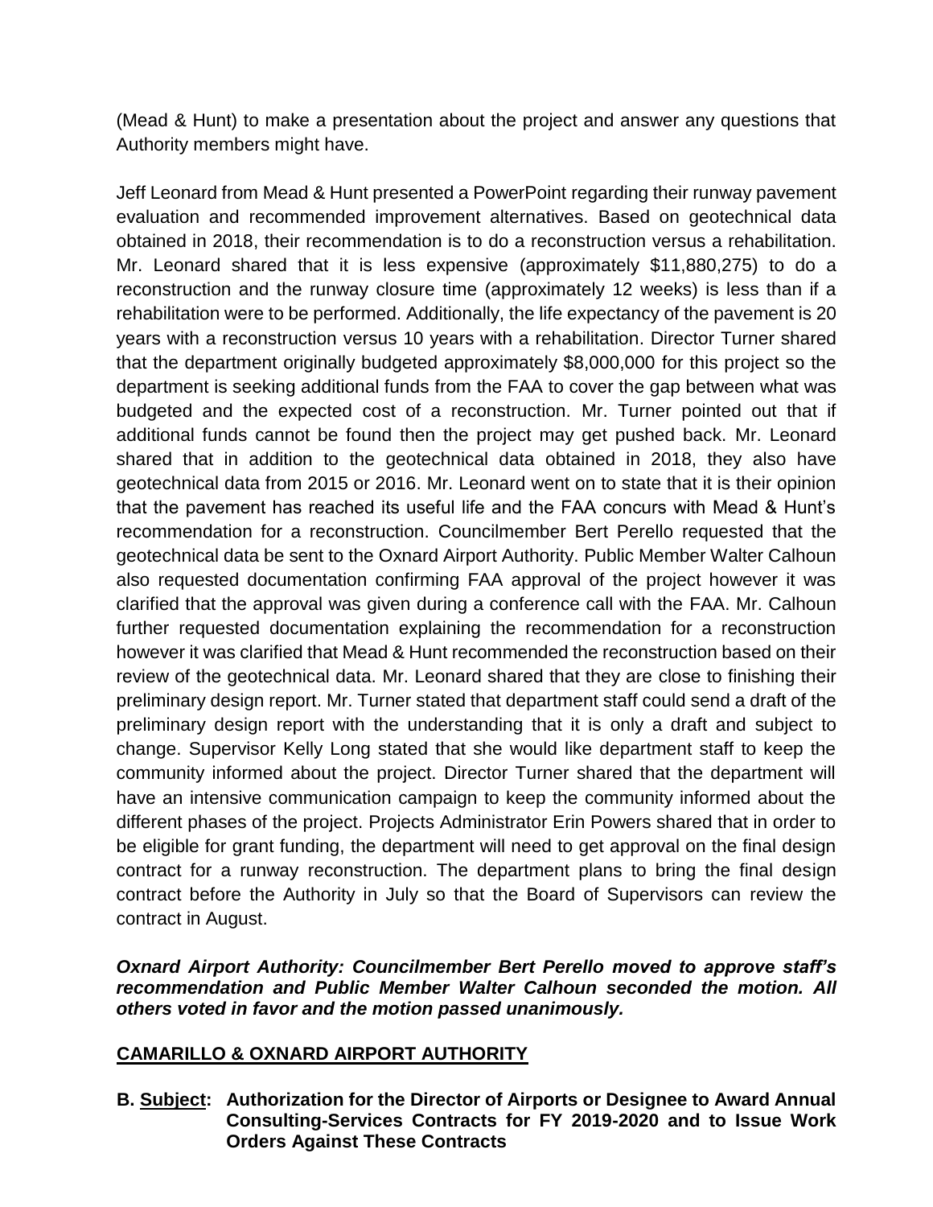(Mead & Hunt) to make a presentation about the project and answer any questions that Authority members might have.

Jeff Leonard from Mead & Hunt presented a PowerPoint regarding their runway pavement evaluation and recommended improvement alternatives. Based on geotechnical data obtained in 2018, their recommendation is to do a reconstruction versus a rehabilitation. Mr. Leonard shared that it is less expensive (approximately $11,880,275) to do a reconstruction and the runway closure time (approximately 12 weeks) is less than if a rehabilitation were to be performed. Additionally, the life expectancy of the pavement is 20 years with a reconstruction versus 10 years with a rehabilitation. Director Turner shared that the department originally budgeted approximately $8,000,000 for this project so the department is seeking additional funds from the FAA to cover the gap between what was budgeted and the expected cost of a reconstruction. Mr. Turner pointed out that if additional funds cannot be found then the project may get pushed back. Mr. Leonard shared that in addition to the geotechnical data obtained in 2018, they also have geotechnical data from 2015 or 2016. Mr. Leonard went on to state that it is their opinion that the pavement has reached its useful life and the FAA concurs with Mead & Hunt's recommendation for a reconstruction. Councilmember Bert Perello requested that the geotechnical data be sent to the Oxnard Airport Authority. Public Member Walter Calhoun also requested documentation confirming FAA approval of the project however it was clarified that the approval was given during a conference call with the FAA. Mr. Calhoun further requested documentation explaining the recommendation for a reconstruction however it was clarified that Mead & Hunt recommended the reconstruction based on their review of the geotechnical data. Mr. Leonard shared that they are close to finishing their preliminary design report. Mr. Turner stated that department staff could send a draft of the preliminary design report with the understanding that it is only a draft and subject to change. Supervisor Kelly Long stated that she would like department staff to keep the community informed about the project. Director Turner shared that the department will have an intensive communication campaign to keep the community informed about the different phases of the project. Projects Administrator Erin Powers shared that in order to be eligible for grant funding, the department will need to get approval on the final design contract for a runway reconstruction. The department plans to bring the final design contract before the Authority in July so that the Board of Supervisors can review the contract in August.

***Oxnard Airport Authority: Councilmember Bert Perello moved to approve staff's recommendation and Public Member Walter Calhoun seconded the motion. All others voted in favor and the motion passed unanimously.***

**CAMARILLO & OXNARD AIRPORT AUTHORITY**

**B. Subject: Authorization for the Director of Airports or Designee to Award Annual Consulting-Services Contracts for FY 2019-2020 and to Issue Work Orders Against These Contracts**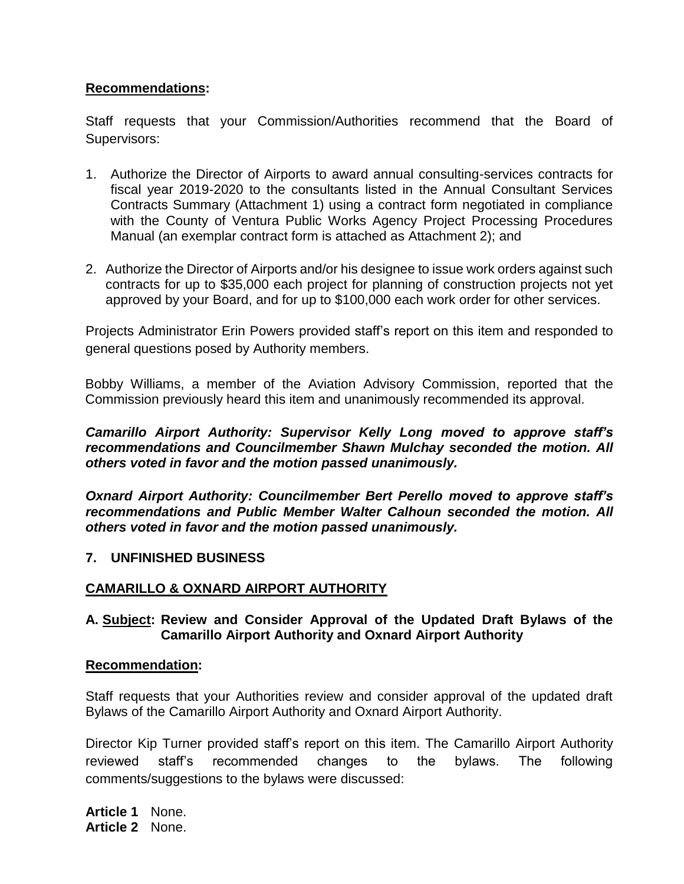**<u>Recommendations</u>:**

Staff requests that your Commission/Authorities recommend that the Board of Supervisors:

1. Authorize the Director of Airports to award annual consulting-services contracts for fiscal year 2019-2020 to the consultants listed in the Annual Consultant Services Contracts Summary (Attachment 1) using a contract form negotiated in compliance with the County of Ventura Public Works Agency Project Processing Procedures Manual (an exemplar contract form is attached as Attachment 2); and

2. Authorize the Director of Airports and/or his designee to issue work orders against such contracts for up to $35,000 each project for planning of construction projects not yet approved by your Board, and for up to $100,000 each work order for other services.

Projects Administrator Erin Powers provided staff's report on this item and responded to general questions posed by Authority members.

Bobby Williams, a member of the Aviation Advisory Commission, reported that the Commission previously heard this item and unanimously recommended its approval.

***Camarillo Airport Authority: Supervisor Kelly Long moved to approve staff's recommendations and Councilmember Shawn Mulchay seconded the motion. All others voted in favor and the motion passed unanimously.***

***Oxnard Airport Authority: Councilmember Bert Perello moved to approve staff's recommendations and Public Member Walter Calhoun seconded the motion. All others voted in favor and the motion passed unanimously.***

## 7. UNFINISHED BUSINESS

### <u>CAMARILLO & OXNARD AIRPORT AUTHORITY</u>

**A. <u>Subject</u>: Review and Consider Approval of the Updated Draft Bylaws of the Camarillo Airport Authority and Oxnard Airport Authority**

**<u>Recommendation</u>:**

Staff requests that your Authorities review and consider approval of the updated draft Bylaws of the Camarillo Airport Authority and Oxnard Airport Authority.

Director Kip Turner provided staff's report on this item. The Camarillo Airport Authority reviewed staff's recommended changes to the bylaws. The following comments/suggestions to the bylaws were discussed:

**Article 1** None.
**Article 2** None.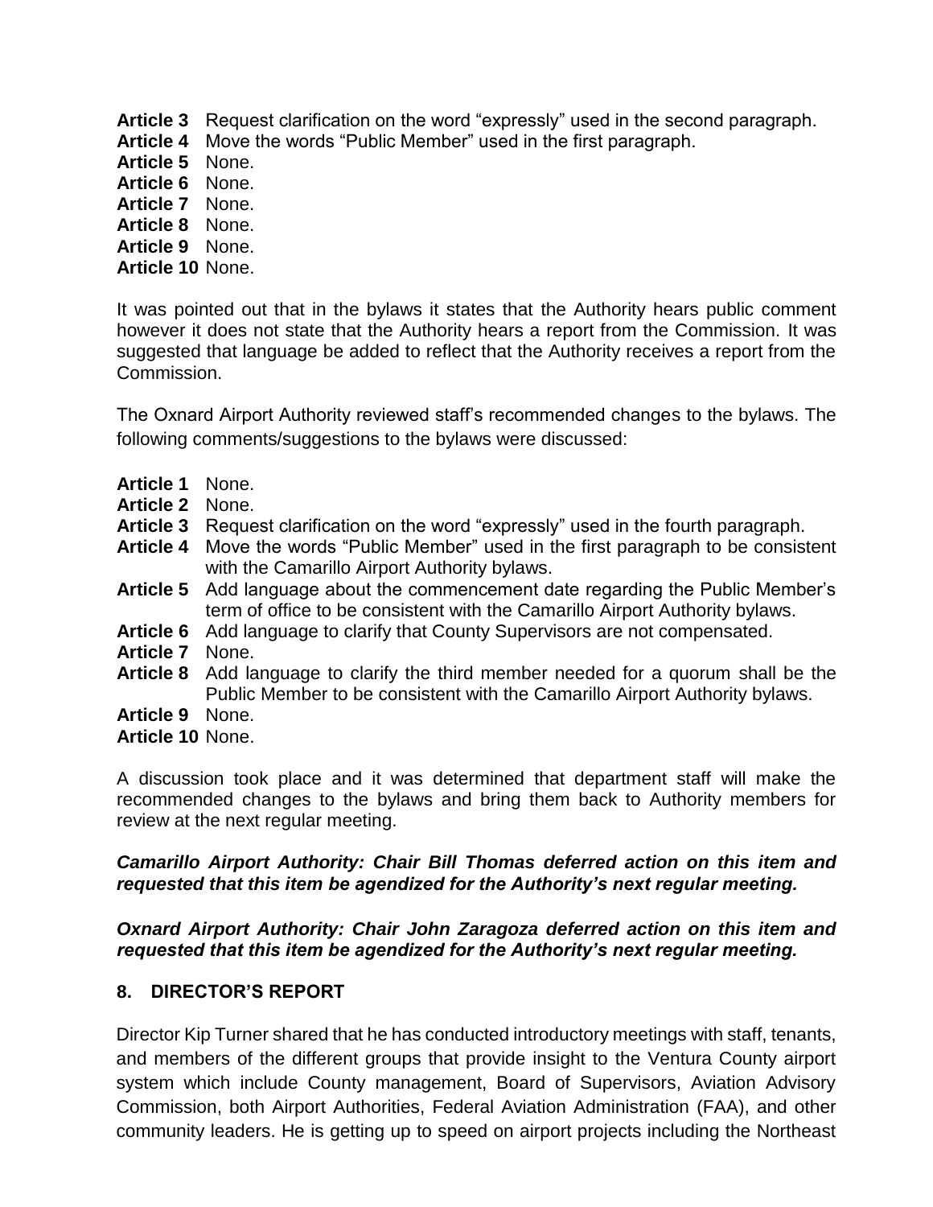**Article 3** Request clarification on the word “expressly” used in the second paragraph.
**Article 4** Move the words “Public Member” used in the first paragraph.
**Article 5** None.
**Article 6** None.
**Article 7** None.
**Article 8** None.
**Article 9** None.
**Article 10** None.

It was pointed out that in the bylaws it states that the Authority hears public comment however it does not state that the Authority hears a report from the Commission. It was suggested that language be added to reflect that the Authority receives a report from the Commission.

The Oxnard Airport Authority reviewed staff’s recommended changes to the bylaws. The following comments/suggestions to the bylaws were discussed:

**Article 1** None.
**Article 2** None.
**Article 3** Request clarification on the word “expressly” used in the fourth paragraph.
**Article 4** Move the words “Public Member” used in the first paragraph to be consistent with the Camarillo Airport Authority bylaws.
**Article 5** Add language about the commencement date regarding the Public Member’s term of office to be consistent with the Camarillo Airport Authority bylaws.
**Article 6** Add language to clarify that County Supervisors are not compensated.
**Article 7** None.
**Article 8** Add language to clarify the third member needed for a quorum shall be the Public Member to be consistent with the Camarillo Airport Authority bylaws.
**Article 9** None.
**Article 10** None.

A discussion took place and it was determined that department staff will make the recommended changes to the bylaws and bring them back to Authority members for review at the next regular meeting.

***Camarillo Airport Authority: Chair Bill Thomas deferred action on this item and requested that this item be agendized for the Authority’s next regular meeting.***

***Oxnard Airport Authority: Chair John Zaragoza deferred action on this item and requested that this item be agendized for the Authority’s next regular meeting.***

## 8. DIRECTOR’S REPORT

Director Kip Turner shared that he has conducted introductory meetings with staff, tenants, and members of the different groups that provide insight to the Ventura County airport system which include County management, Board of Supervisors, Aviation Advisory Commission, both Airport Authorities, Federal Aviation Administration (FAA), and other community leaders. He is getting up to speed on airport projects including the Northeast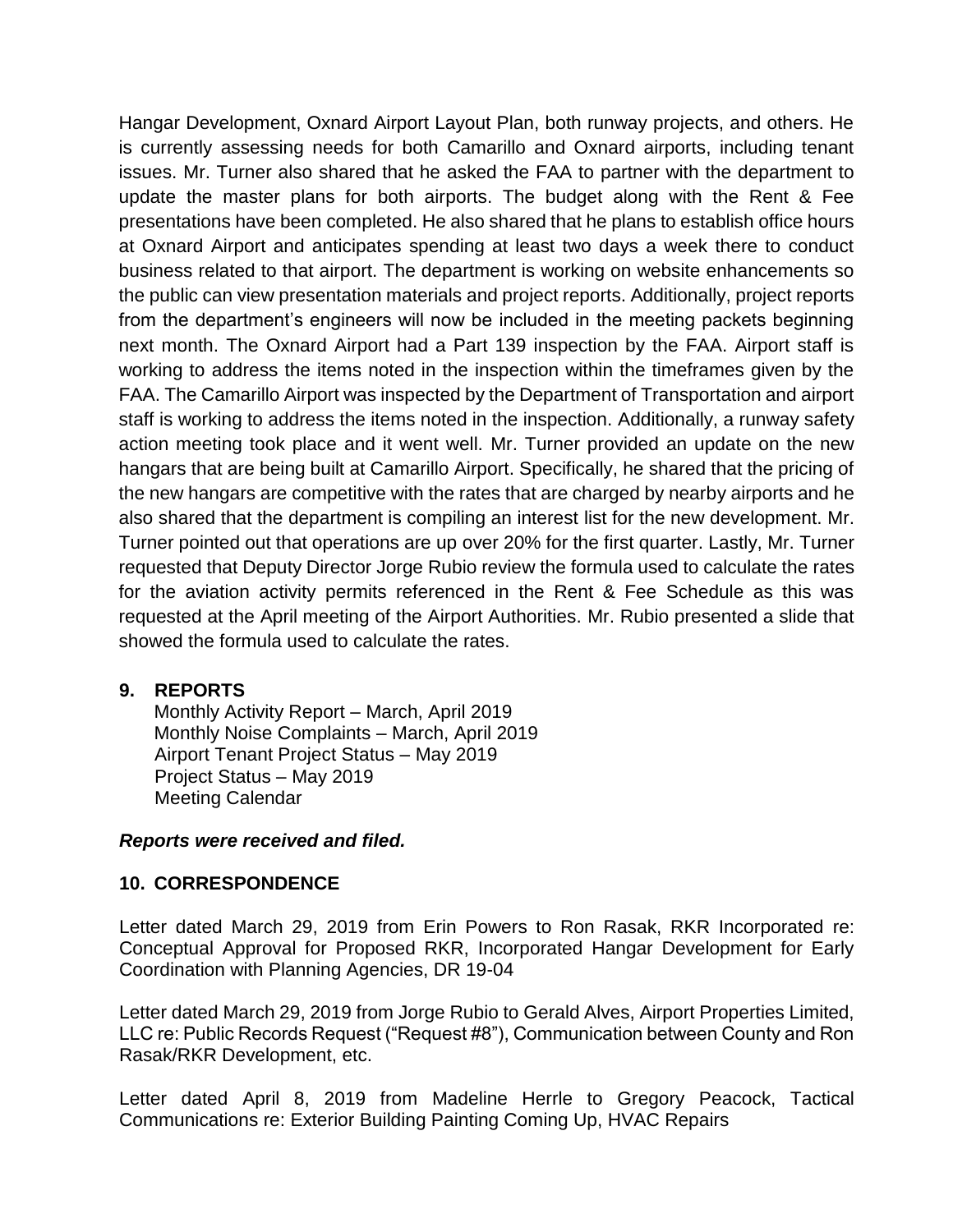Hangar Development, Oxnard Airport Layout Plan, both runway projects, and others. He is currently assessing needs for both Camarillo and Oxnard airports, including tenant issues. Mr. Turner also shared that he asked the FAA to partner with the department to update the master plans for both airports. The budget along with the Rent & Fee presentations have been completed. He also shared that he plans to establish office hours at Oxnard Airport and anticipates spending at least two days a week there to conduct business related to that airport. The department is working on website enhancements so the public can view presentation materials and project reports. Additionally, project reports from the department's engineers will now be included in the meeting packets beginning next month. The Oxnard Airport had a Part 139 inspection by the FAA. Airport staff is working to address the items noted in the inspection within the timeframes given by the FAA. The Camarillo Airport was inspected by the Department of Transportation and airport staff is working to address the items noted in the inspection. Additionally, a runway safety action meeting took place and it went well. Mr. Turner provided an update on the new hangars that are being built at Camarillo Airport. Specifically, he shared that the pricing of the new hangars are competitive with the rates that are charged by nearby airports and he also shared that the department is compiling an interest list for the new development. Mr. Turner pointed out that operations are up over 20% for the first quarter. Lastly, Mr. Turner requested that Deputy Director Jorge Rubio review the formula used to calculate the rates for the aviation activity permits referenced in the Rent & Fee Schedule as this was requested at the April meeting of the Airport Authorities. Mr. Rubio presented a slide that showed the formula used to calculate the rates.

## 9. REPORTS

Monthly Activity Report – March, April 2019
Monthly Noise Complaints – March, April 2019
Airport Tenant Project Status – May 2019
Project Status – May 2019
Meeting Calendar

***Reports were received and filed.***

## 10. CORRESPONDENCE

Letter dated March 29, 2019 from Erin Powers to Ron Rasak, RKR Incorporated re: Conceptual Approval for Proposed RKR, Incorporated Hangar Development for Early Coordination with Planning Agencies, DR 19-04

Letter dated March 29, 2019 from Jorge Rubio to Gerald Alves, Airport Properties Limited, LLC re: Public Records Request ("Request #8"), Communication between County and Ron Rasak/RKR Development, etc.

Letter dated April 8, 2019 from Madeline Herrle to Gregory Peacock, Tactical Communications re: Exterior Building Painting Coming Up, HVAC Repairs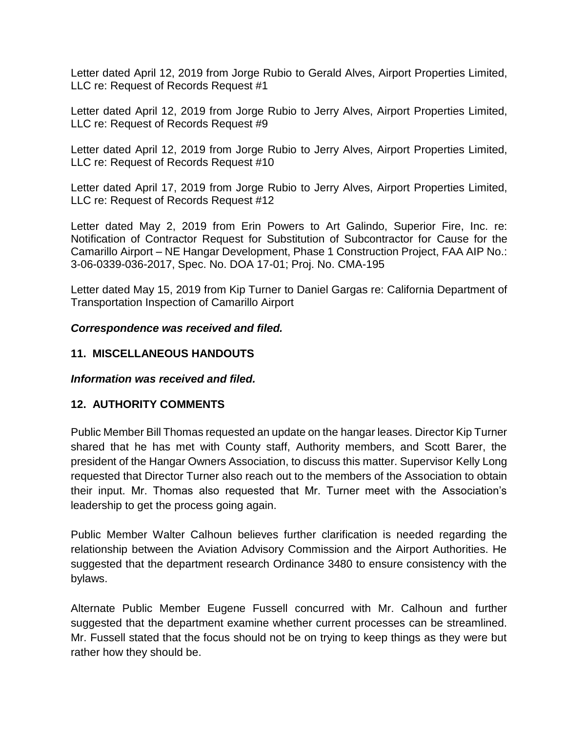Letter dated April 12, 2019 from Jorge Rubio to Gerald Alves, Airport Properties Limited, LLC re: Request of Records Request #1

Letter dated April 12, 2019 from Jorge Rubio to Jerry Alves, Airport Properties Limited, LLC re: Request of Records Request #9

Letter dated April 12, 2019 from Jorge Rubio to Jerry Alves, Airport Properties Limited, LLC re: Request of Records Request #10

Letter dated April 17, 2019 from Jorge Rubio to Jerry Alves, Airport Properties Limited, LLC re: Request of Records Request #12

Letter dated May 2, 2019 from Erin Powers to Art Galindo, Superior Fire, Inc. re: Notification of Contractor Request for Substitution of Subcontractor for Cause for the Camarillo Airport – NE Hangar Development, Phase 1 Construction Project, FAA AIP No.: 3-06-0339-036-2017, Spec. No. DOA 17-01; Proj. No. CMA-195

Letter dated May 15, 2019 from Kip Turner to Daniel Gargas re: California Department of Transportation Inspection of Camarillo Airport

***Correspondence was received and filed.***

## 11. MISCELLANEOUS HANDOUTS

***Information was received and filed.***

## 12. AUTHORITY COMMENTS

Public Member Bill Thomas requested an update on the hangar leases. Director Kip Turner shared that he has met with County staff, Authority members, and Scott Barer, the president of the Hangar Owners Association, to discuss this matter. Supervisor Kelly Long requested that Director Turner also reach out to the members of the Association to obtain their input. Mr. Thomas also requested that Mr. Turner meet with the Association's leadership to get the process going again.

Public Member Walter Calhoun believes further clarification is needed regarding the relationship between the Aviation Advisory Commission and the Airport Authorities. He suggested that the department research Ordinance 3480 to ensure consistency with the bylaws.

Alternate Public Member Eugene Fussell concurred with Mr. Calhoun and further suggested that the department examine whether current processes can be streamlined. Mr. Fussell stated that the focus should not be on trying to keep things as they were but rather how they should be.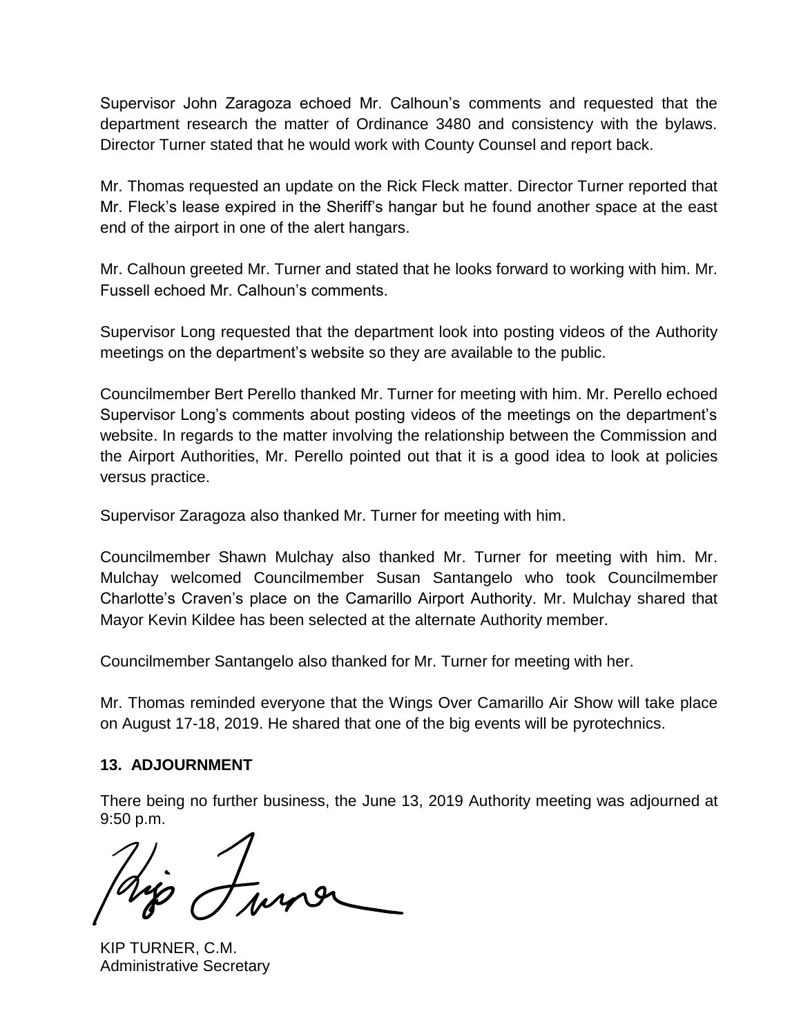Supervisor John Zaragoza echoed Mr. Calhoun's comments and requested that the department research the matter of Ordinance 3480 and consistency with the bylaws. Director Turner stated that he would work with County Counsel and report back.

Mr. Thomas requested an update on the Rick Fleck matter. Director Turner reported that Mr. Fleck's lease expired in the Sheriff's hangar but he found another space at the east end of the airport in one of the alert hangars.

Mr. Calhoun greeted Mr. Turner and stated that he looks forward to working with him. Mr. Fussell echoed Mr. Calhoun's comments.

Supervisor Long requested that the department look into posting videos of the Authority meetings on the department's website so they are available to the public.

Councilmember Bert Perello thanked Mr. Turner for meeting with him. Mr. Perello echoed Supervisor Long's comments about posting videos of the meetings on the department's website. In regards to the matter involving the relationship between the Commission and the Airport Authorities, Mr. Perello pointed out that it is a good idea to look at policies versus practice.

Supervisor Zaragoza also thanked Mr. Turner for meeting with him.

Councilmember Shawn Mulchay also thanked Mr. Turner for meeting with him. Mr. Mulchay welcomed Councilmember Susan Santangelo who took Councilmember Charlotte's Craven's place on the Camarillo Airport Authority. Mr. Mulchay shared that Mayor Kevin Kildee has been selected at the alternate Authority member.

Councilmember Santangelo also thanked for Mr. Turner for meeting with her.

Mr. Thomas reminded everyone that the Wings Over Camarillo Air Show will take place on August 17-18, 2019. He shared that one of the big events will be pyrotechnics.

### 13. ADJOURNMENT

There being no further business, the June 13, 2019 Authority meeting was adjourned at 9:50 p.m.

KIP TURNER, C.M.
Administrative Secretary